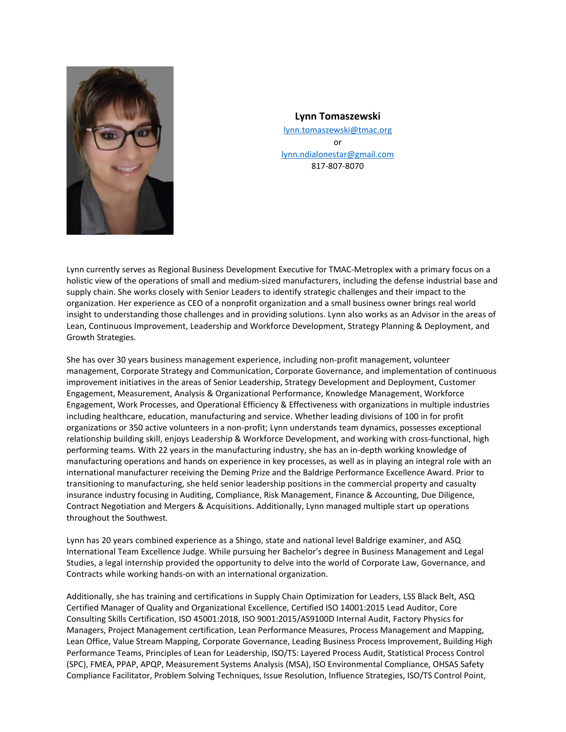**Lynn Tomaszewski**

lynn.tomaszewski@tmac.org

or

lynn.ndialonestar@gmail.com

817-807-8070

Lynn currently serves as Regional Business Development Executive for TMAC-Metroplex with a primary focus on a holistic view of the operations of small and medium-sized manufacturers, including the defense industrial base and supply chain. She works closely with Senior Leaders to identify strategic challenges and their impact to the organization. Her experience as CEO of a nonprofit organization and a small business owner brings real world insight to understanding those challenges and in providing solutions. Lynn also works as an Advisor in the areas of Lean, Continuous Improvement, Leadership and Workforce Development, Strategy Planning & Deployment, and Growth Strategies.

She has over 30 years business management experience, including non-profit management, volunteer management, Corporate Strategy and Communication, Corporate Governance, and implementation of continuous improvement initiatives in the areas of Senior Leadership, Strategy Development and Deployment, Customer Engagement, Measurement, Analysis & Organizational Performance, Knowledge Management, Workforce Engagement, Work Processes, and Operational Efficiency & Effectiveness with organizations in multiple industries including healthcare, education, manufacturing and service. Whether leading divisions of 100 in for profit organizations or 350 active volunteers in a non-profit; Lynn understands team dynamics, possesses exceptional relationship building skill, enjoys Leadership & Workforce Development, and working with cross-functional, high performing teams. With 22 years in the manufacturing industry, she has an in-depth working knowledge of manufacturing operations and hands on experience in key processes, as well as in playing an integral role with an international manufacturer receiving the Deming Prize and the Baldrige Performance Excellence Award. Prior to transitioning to manufacturing, she held senior leadership positions in the commercial property and casualty insurance industry focusing in Auditing, Compliance, Risk Management, Finance & Accounting, Due Diligence, Contract Negotiation and Mergers & Acquisitions. Additionally, Lynn managed multiple start up operations throughout the Southwest.

Lynn has 20 years combined experience as a Shingo, state and national level Baldrige examiner, and ASQ International Team Excellence Judge. While pursuing her Bachelor's degree in Business Management and Legal Studies, a legal internship provided the opportunity to delve into the world of Corporate Law, Governance, and Contracts while working hands-on with an international organization.

Additionally, she has training and certifications in Supply Chain Optimization for Leaders, LSS Black Belt, ASQ Certified Manager of Quality and Organizational Excellence, Certified ISO 14001:2015 Lead Auditor, Core Consulting Skills Certification, ISO 45001:2018, ISO 9001:2015/AS9100D Internal Audit, Factory Physics for Managers, Project Management certification, Lean Performance Measures, Process Management and Mapping, Lean Office, Value Stream Mapping, Corporate Governance, Leading Business Process Improvement, Building High Performance Teams, Principles of Lean for Leadership, ISO/TS: Layered Process Audit, Statistical Process Control (SPC), FMEA, PPAP, APQP, Measurement Systems Analysis (MSA), ISO Environmental Compliance, OHSAS Safety Compliance Facilitator, Problem Solving Techniques, Issue Resolution, Influence Strategies, ISO/TS Control Point,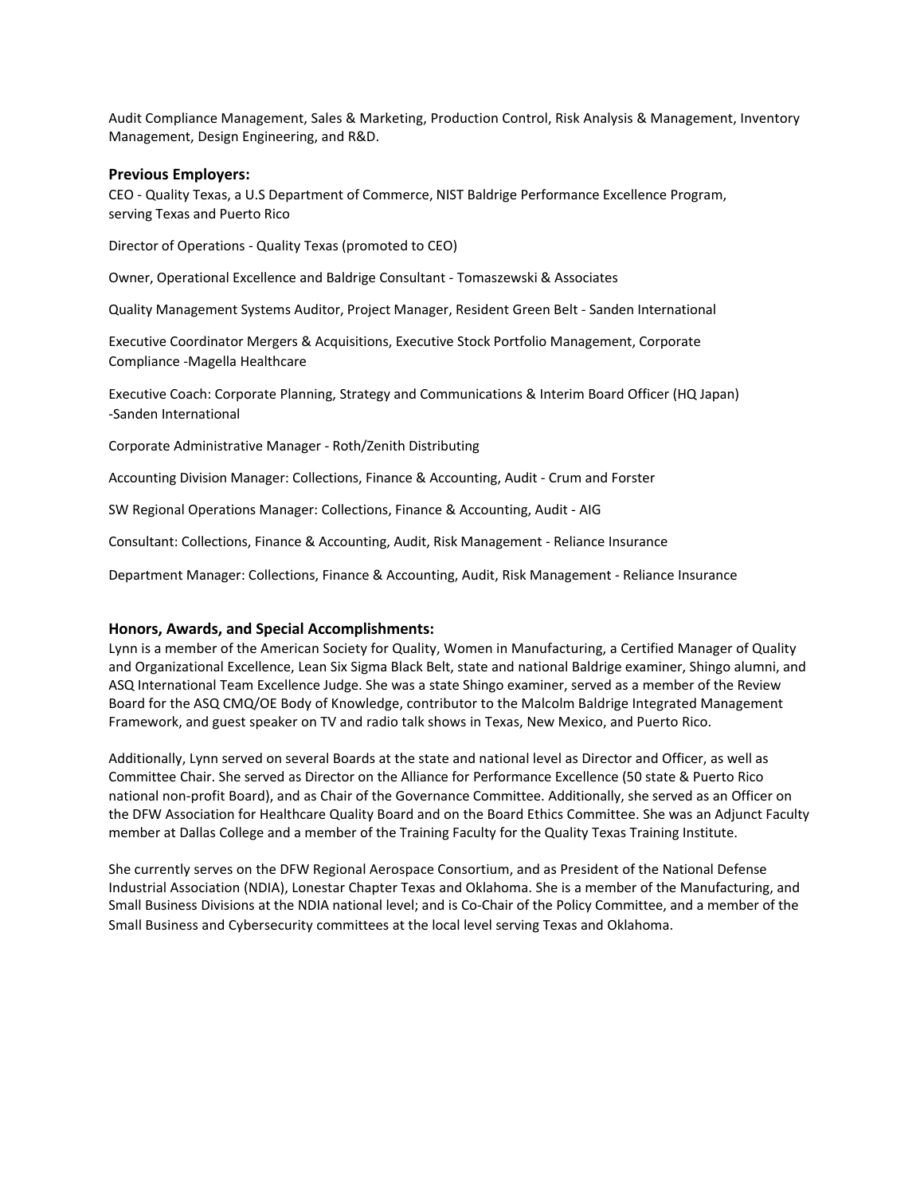Audit Compliance Management, Sales & Marketing, Production Control, Risk Analysis & Management, Inventory Management, Design Engineering, and R&D.

### Previous Employers:

CEO - Quality Texas, a U.S Department of Commerce, NIST Baldrige Performance Excellence Program, serving Texas and Puerto Rico

Director of Operations - Quality Texas (promoted to CEO)

Owner, Operational Excellence and Baldrige Consultant - Tomaszewski & Associates

Quality Management Systems Auditor, Project Manager, Resident Green Belt - Sanden International

Executive Coordinator Mergers & Acquisitions, Executive Stock Portfolio Management, Corporate Compliance -Magella Healthcare

Executive Coach: Corporate Planning, Strategy and Communications & Interim Board Officer (HQ Japan) -Sanden International

Corporate Administrative Manager - Roth/Zenith Distributing

Accounting Division Manager: Collections, Finance & Accounting, Audit - Crum and Forster

SW Regional Operations Manager: Collections, Finance & Accounting, Audit - AIG

Consultant: Collections, Finance & Accounting, Audit, Risk Management - Reliance Insurance

Department Manager: Collections, Finance & Accounting, Audit, Risk Management - Reliance Insurance

### Honors, Awards, and Special Accomplishments:

Lynn is a member of the American Society for Quality, Women in Manufacturing, a Certified Manager of Quality and Organizational Excellence, Lean Six Sigma Black Belt, state and national Baldrige examiner, Shingo alumni, and ASQ International Team Excellence Judge. She was a state Shingo examiner, served as a member of the Review Board for the ASQ CMQ/OE Body of Knowledge, contributor to the Malcolm Baldrige Integrated Management Framework, and guest speaker on TV and radio talk shows in Texas, New Mexico, and Puerto Rico.

Additionally, Lynn served on several Boards at the state and national level as Director and Officer, as well as Committee Chair. She served as Director on the Alliance for Performance Excellence (50 state & Puerto Rico national non-profit Board), and as Chair of the Governance Committee. Additionally, she served as an Officer on the DFW Association for Healthcare Quality Board and on the Board Ethics Committee. She was an Adjunct Faculty member at Dallas College and a member of the Training Faculty for the Quality Texas Training Institute.

She currently serves on the DFW Regional Aerospace Consortium, and as President of the National Defense Industrial Association (NDIA), Lonestar Chapter Texas and Oklahoma. She is a member of the Manufacturing, and Small Business Divisions at the NDIA national level; and is Co-Chair of the Policy Committee, and a member of the Small Business and Cybersecurity committees at the local level serving Texas and Oklahoma.